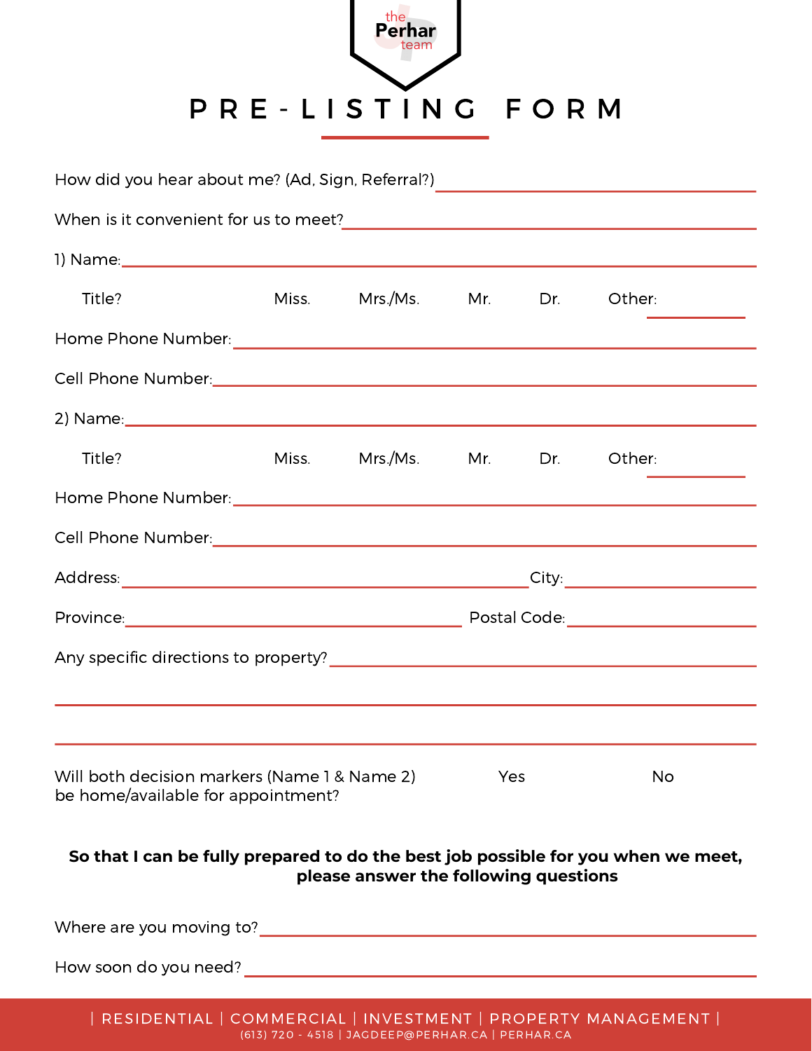# PRE-LISTING FORM

How did you hear about me? (Ad, Sign, Referral?) ____________________

When is it convenient for us to meet? ____________________

1) Name: ____________________

Title? Miss. Mrs./Ms. Mr. Dr. Other: __________

Home Phone Number: ____________________

Cell Phone Number: ____________________

2) Name: ____________________

Title? Miss. Mrs./Ms. Mr. Dr. Other: __________

Home Phone Number: ____________________

Cell Phone Number: ____________________

Address: ____________________ City: ____________________

Province: ____________________ Postal Code: ____________________

Any specific directions to property? ____________________

____________________

____________________

Will both decision markers (Name 1 & Name 2) be home/available for appointment? Yes No

**So that I can be fully prepared to do the best job possible for you when we meet, please answer the following questions**

Where are you moving to? ____________________

How soon do you need? ____________________

| RESIDENTIAL | COMMERCIAL | INVESTMENT | PROPERTY MANAGEMENT |

(613) 720 - 4518 | JAGDEEP@PERHAR.CA | PERHAR.CA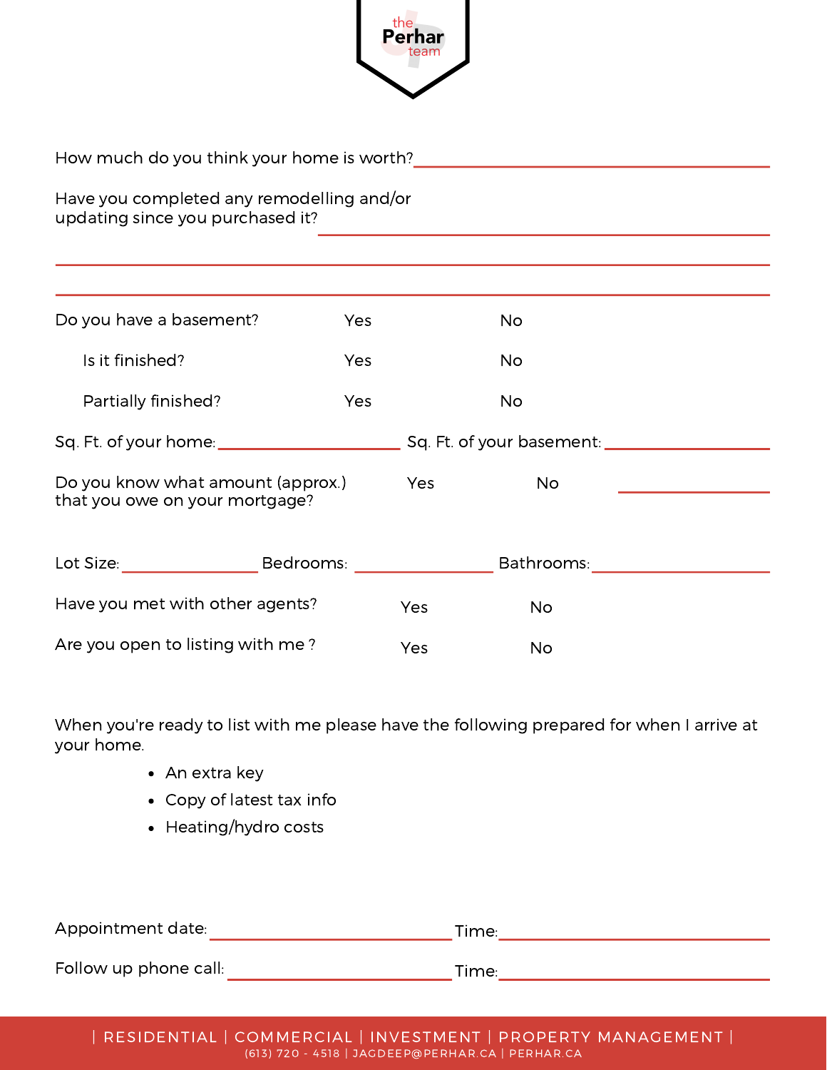How much do you think your home is worth? ______________________________

Have you completed any remodelling and/or updating since you purchased it? ______________________________

______________________________________________________________

______________________________________________________________

Do you have a basement? Yes No

Is it finished? Yes No

Partially finished? Yes No

Sq. Ft. of your home: ________________ Sq. Ft. of your basement: ________________

Do you know what amount (approx.) that you owe on your mortgage? Yes No ________________

Lot Size: ____________ Bedrooms: ____________ Bathrooms: ____________

Have you met with other agents? Yes No

Are you open to listing with me ? Yes No

When you're ready to list with me please have the following prepared for when I arrive at your home.

- An extra key
- Copy of latest tax info
- Heating/hydro costs

Appointment date: ________________ Time: ________________

Follow up phone call: ________________ Time: ________________

| RESIDENTIAL | COMMERCIAL | INVESTMENT | PROPERTY MANAGEMENT |

(613) 720 - 4518 | JAGDEEP@PERHAR.CA | PERHAR.CA